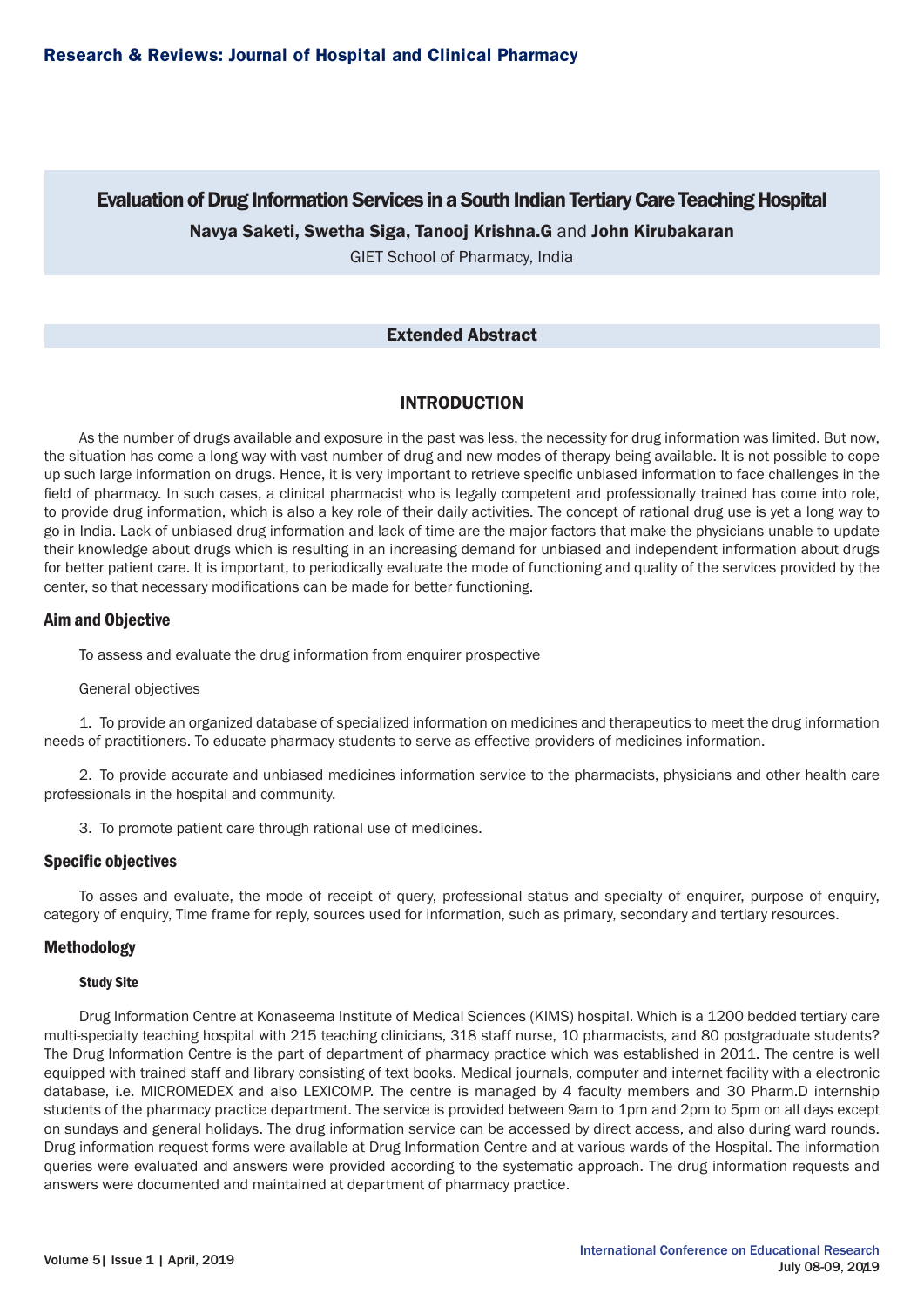# Evaluation of Drug Information Services in a South Indian Tertiary Care Teaching Hospital

**Navya Saketi, Swetha Siga, Tanooj Krishna.G** and **John Kirubakaran**

GIET School of Pharmacy, India

## Extended Abstract

## INTRODUCTION

As the number of drugs available and exposure in the past was less, the necessity for drug information was limited. But now, the situation has come a long way with vast number of drug and new modes of therapy being available. It is not possible to cope up such large information on drugs. Hence, it is very important to retrieve specific unbiased information to face challenges in the field of pharmacy. In such cases, a clinical pharmacist who is legally competent and professionally trained has come into role, to provide drug information, which is also a key role of their daily activities. The concept of rational drug use is yet a long way to go in India. Lack of unbiased drug information and lack of time are the major factors that make the physicians unable to update their knowledge about drugs which is resulting in an increasing demand for unbiased and independent information about drugs for better patient care. It is important, to periodically evaluate the mode of functioning and quality of the services provided by the center, so that necessary modifications can be made for better functioning.

### Aim and Objective

To assess and evaluate the drug information from enquirer prospective

General objectives

1. To provide an organized database of specialized information on medicines and therapeutics to meet the drug information needs of practitioners. To educate pharmacy students to serve as effective providers of medicines information.

2. To provide accurate and unbiased medicines information service to the pharmacists, physicians and other health care professionals in the hospital and community.

3. To promote patient care through rational use of medicines.

### Specific objectives

To asses and evaluate, the mode of receipt of query, professional status and specialty of enquirer, purpose of enquiry, category of enquiry, Time frame for reply, sources used for information, such as primary, secondary and tertiary resources.

### Methodology

#### Study Site

Drug Information Centre at Konaseema Institute of Medical Sciences (KIMS) hospital. Which is a 1200 bedded tertiary care multi-specialty teaching hospital with 215 teaching clinicians, 318 staff nurse, 10 pharmacists, and 80 postgraduate students? The Drug Information Centre is the part of department of pharmacy practice which was established in 2011. The centre is well equipped with trained staff and library consisting of text books. Medical journals, computer and internet facility with a electronic database, i.e. MICROMEDEX and also LEXICOMP. The centre is managed by 4 faculty members and 30 Pharm.D internship students of the pharmacy practice department. The service is provided between 9am to 1pm and 2pm to 5pm on all days except on sundays and general holidays. The drug information service can be accessed by direct access, and also during ward rounds. Drug information request forms were available at Drug Information Centre and at various wards of the Hospital. The information queries were evaluated and answers were provided according to the systematic approach. The drug information requests and answers were documented and maintained at department of pharmacy practice.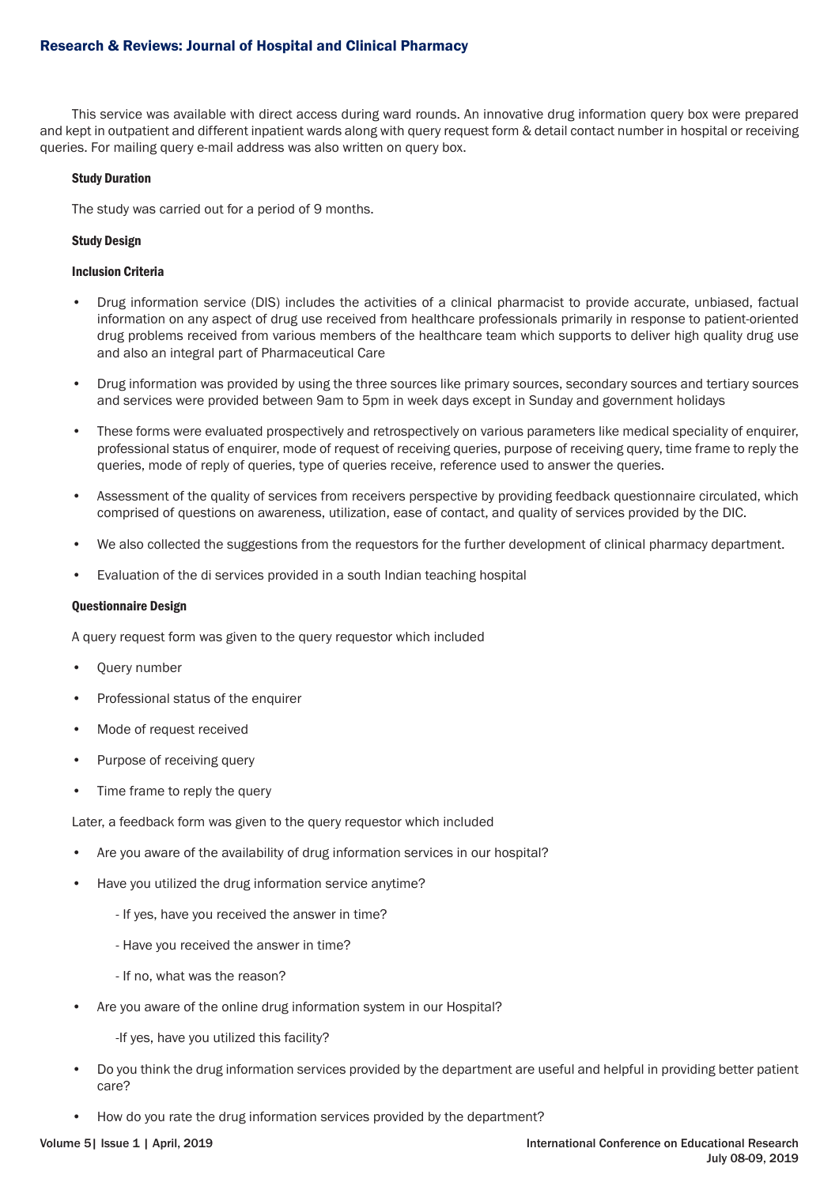This service was available with direct access during ward rounds. An innovative drug information query box were prepared and kept in outpatient and different inpatient wards along with query request form & detail contact number in hospital or receiving queries. For mailing query e-mail address was also written on query box.

**Study Duration**

The study was carried out for a period of 9 months.

**Study Design**

**Inclusion Criteria**

- Drug information service (DIS) includes the activities of a clinical pharmacist to provide accurate, unbiased, factual information on any aspect of drug use received from healthcare professionals primarily in response to patient-oriented drug problems received from various members of the healthcare team which supports to deliver high quality drug use and also an integral part of Pharmaceutical Care
- Drug information was provided by using the three sources like primary sources, secondary sources and tertiary sources and services were provided between 9am to 5pm in week days except in Sunday and government holidays
- These forms were evaluated prospectively and retrospectively on various parameters like medical speciality of enquirer, professional status of enquirer, mode of request of receiving queries, purpose of receiving query, time frame to reply the queries, mode of reply of queries, type of queries receive, reference used to answer the queries.
- Assessment of the quality of services from receivers perspective by providing feedback questionnaire circulated, which comprised of questions on awareness, utilization, ease of contact, and quality of services provided by the DIC.
- We also collected the suggestions from the requestors for the further development of clinical pharmacy department.
- Evaluation of the di services provided in a south Indian teaching hospital

**Questionnaire Design**

A query request form was given to the query requestor which included

- Query number
- Professional status of the enquirer
- Mode of request received
- Purpose of receiving query
- Time frame to reply the query

Later, a feedback form was given to the query requestor which included

- Are you aware of the availability of drug information services in our hospital?
- Have you utilized the drug information service anytime?
  - If yes, have you received the answer in time?
  - Have you received the answer in time?
  - If no, what was the reason?
- Are you aware of the online drug information system in our Hospital?
  - If yes, have you utilized this facility?
- Do you think the drug information services provided by the department are useful and helpful in providing better patient care?
- How do you rate the drug information services provided by the department?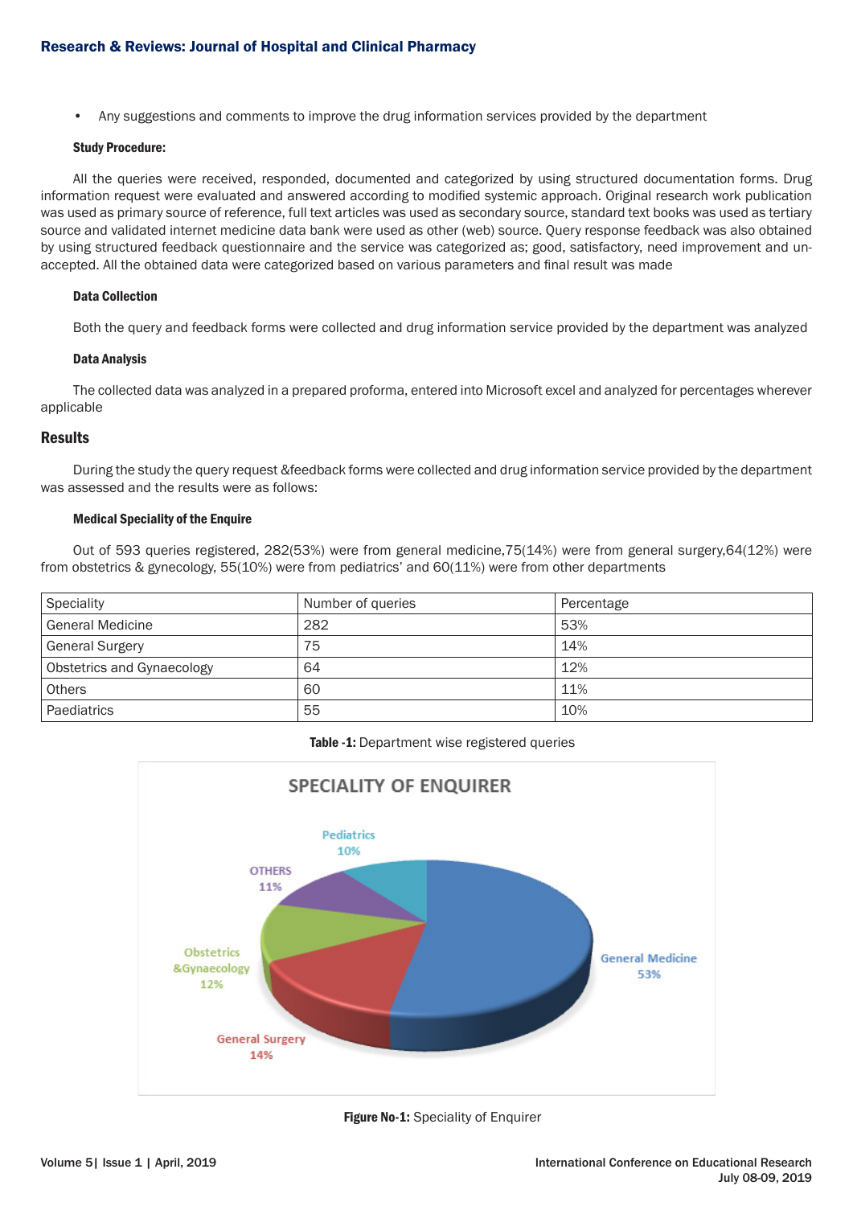- Any suggestions and comments to improve the drug information services provided by the department

#### Study Procedure:

All the queries were received, responded, documented and categorized by using structured documentation forms. Drug information request were evaluated and answered according to modified systemic approach. Original research work publication was used as primary source of reference, full text articles was used as secondary source, standard text books was used as tertiary source and validated internet medicine data bank were used as other (web) source. Query response feedback was also obtained by using structured feedback questionnaire and the service was categorized as; good, satisfactory, need improvement and un-accepted. All the obtained data were categorized based on various parameters and final result was made

#### Data Collection

Both the query and feedback forms were collected and drug information service provided by the department was analyzed

#### Data Analysis

The collected data was analyzed in a prepared proforma, entered into Microsoft excel and analyzed for percentages wherever applicable

## Results

During the study the query request &feedback forms were collected and drug information service provided by the department was assessed and the results were as follows:

#### Medical Speciality of the Enquire

Out of 593 queries registered, 282(53%) were from general medicine,75(14%) were from general surgery,64(12%) were from obstetrics & gynecology, 55(10%) were from pediatrics' and 60(11%) were from other departments

| Speciality | Number of queries | Percentage |
|---|---|---|
| General Medicine | 282 | 53% |
| General Surgery | 75 | 14% |
| Obstetrics and Gynaecology | 64 | 12% |
| Others | 60 | 11% |
| Paediatrics | 55 | 10% |

**Table -1:** Department wise registered queries

SPECIALITY OF ENQUIRER

General Medicine 53%, General Surgery 14%, Obstetrics &Gynaecology 12%, OTHERS 11%, Pediatrics 10%

**Figure No-1:** Speciality of Enquirer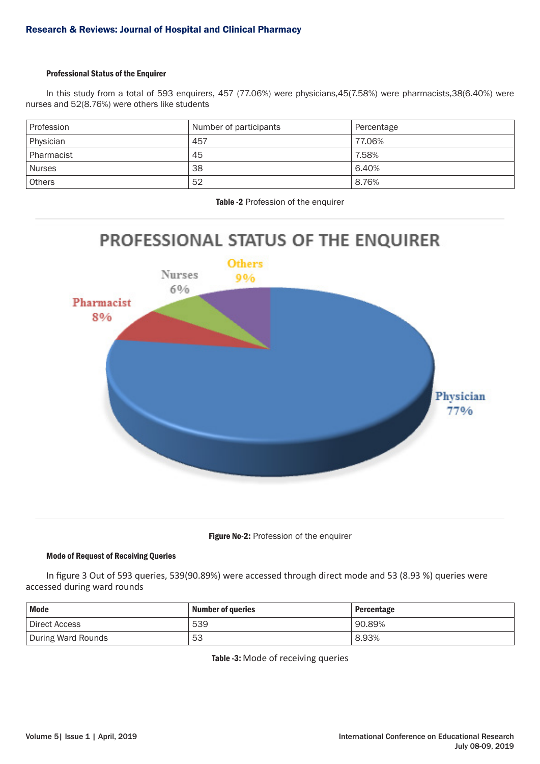#### Professional Status of the Enquirer

In this study from a total of 593 enquirers, 457 (77.06%) were physicians,45(7.58%) were pharmacists,38(6.40%) were nurses and 52(8.76%) were others like students

| Profession | Number of participants | Percentage |
|---|---|---|
| Physician | 457 | 77.06% |
| Pharmacist | 45 | 7.58% |
| Nurses | 38 | 6.40% |
| Others | 52 | 8.76% |

**Table -2** Profession of the enquirer

PROFESSIONAL STATUS OF THE ENQUIRER

Others 9%, Nurses 6%, Pharmacist 8%, Physician 77%

**Figure No-2:** Profession of the enquirer

#### Mode of Request of Receiving Queries

In figure 3 Out of 593 queries, 539(90.89%) were accessed through direct mode and 53 (8.93 %) queries were accessed during ward rounds

| Mode | Number of queries | Percentage |
|---|---|---|
| Direct Access | 539 | 90.89% |
| During Ward Rounds | 53 | 8.93% |

**Table -3:** Mode of receiving queries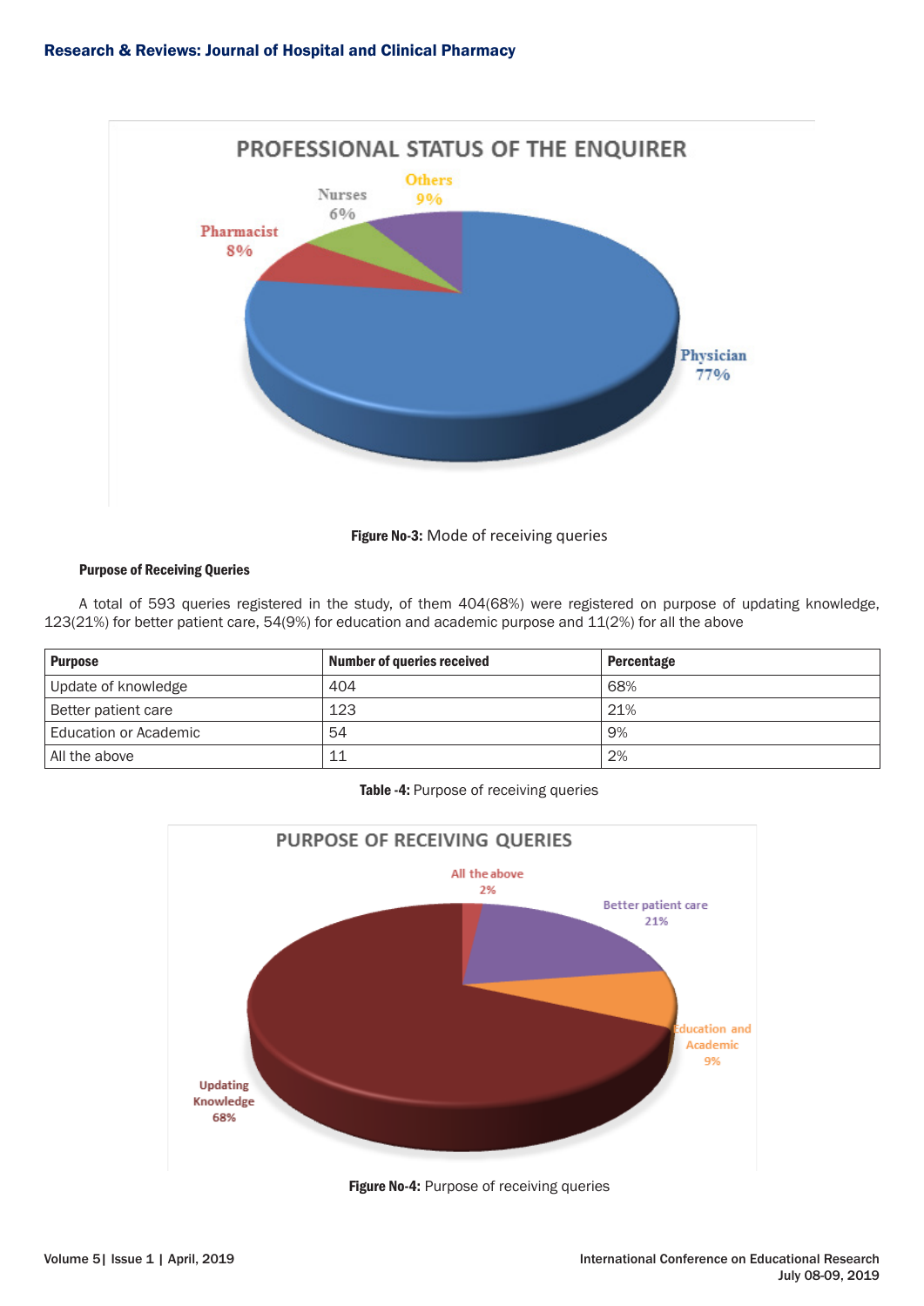Figure No-3: Mode of receiving queries

#### Purpose of Receiving Queries

A total of 593 queries registered in the study, of them 404(68%) were registered on purpose of updating knowledge, 123(21%) for better patient care, 54(9%) for education and academic purpose and 11(2%) for all the above

| Purpose | Number of queries received | Percentage |
| --- | --- | --- |
| Update of knowledge | 404 | 68% |
| Better patient care | 123 | 21% |
| Education or Academic | 54 | 9% |
| All the above | 11 | 2% |

**Table -4:** Purpose of receiving queries

**Figure No-4:** Purpose of receiving queries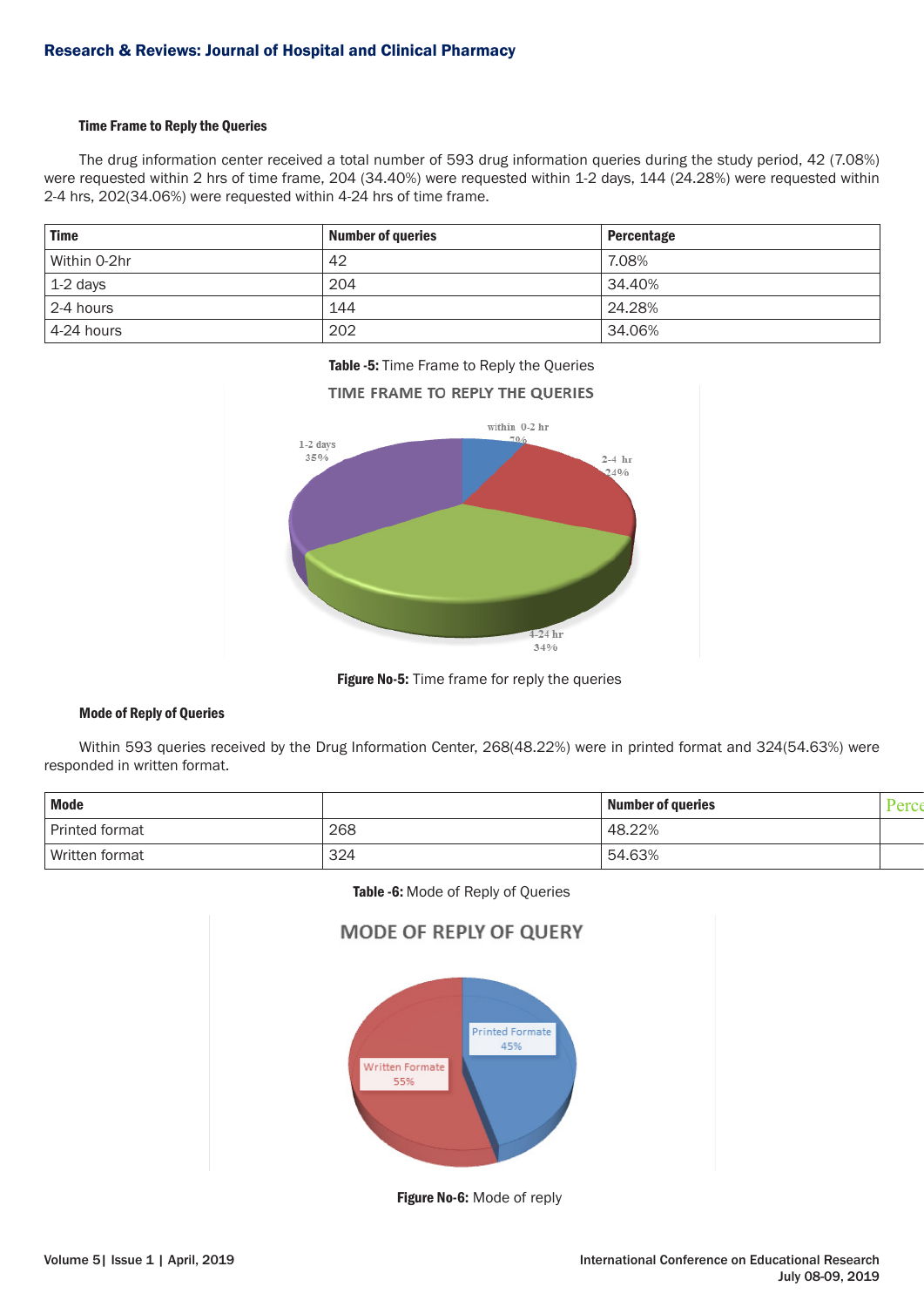### Time Frame to Reply the Queries

The drug information center received a total number of 593 drug information queries during the study period, 42 (7.08%) were requested within 2 hrs of time frame, 204 (34.40%) were requested within 1-2 days, 144 (24.28%) were requested within 2-4 hrs, 202(34.06%) were requested within 4-24 hrs of time frame.

| Time | Number of queries | Percentage |
|---|---|---|
| Within 0-2hr | 42 | 7.08% |
| 1-2 days | 204 | 34.40% |
| 2-4 hours | 144 | 24.28% |
| 4-24 hours | 202 | 34.06% |

**Table -5:** Time Frame to Reply the Queries

**Figure No-5:** Time frame for reply the queries

### Mode of Reply of Queries

Within 593 queries received by the Drug Information Center, 268(48.22%) were in printed format and 324(54.63%) were responded in written format.

| Mode | | Number of queries | Perce |
|---|---|---|---|
| Printed format | 268 | 48.22% | |
| Written format | 324 | 54.63% | |

**Table -6:** Mode of Reply of Queries

**Figure No-6:** Mode of reply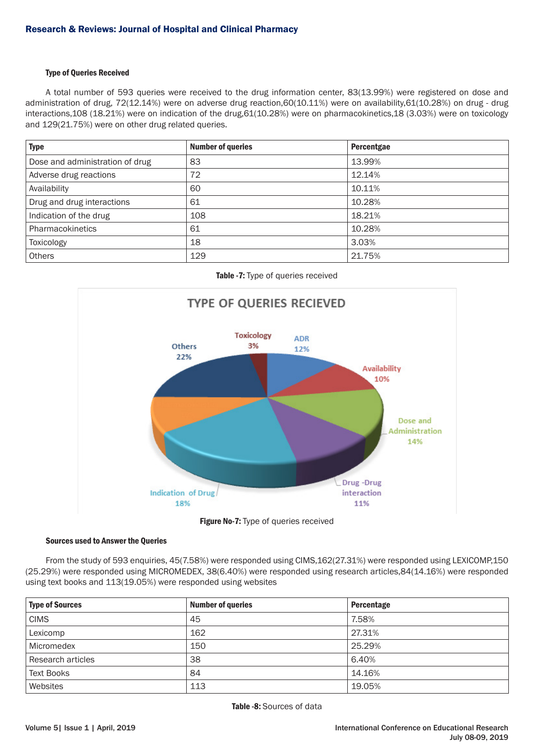#### Type of Queries Received

A total number of 593 queries were received to the drug information center, 83(13.99%) were registered on dose and administration of drug, 72(12.14%) were on adverse drug reaction,60(10.11%) were on availability,61(10.28%) on drug - drug interactions,108 (18.21%) were on indication of the drug,61(10.28%) were on pharmacokinetics,18 (3.03%) were on toxicology and 129(21.75%) were on other drug related queries.

| Type | Number of queries | Percentgae |
|---|---|---|
| Dose and administration of drug | 83 | 13.99% |
| Adverse drug reactions | 72 | 12.14% |
| Availability | 60 | 10.11% |
| Drug and drug interactions | 61 | 10.28% |
| Indication of the drug | 108 | 18.21% |
| Pharmacokinetics | 61 | 10.28% |
| Toxicology | 18 | 3.03% |
| Others | 129 | 21.75% |

**Table -7:** Type of queries received

**Figure No-7:** Type of queries received

#### Sources used to Answer the Queries

From the study of 593 enquiries, 45(7.58%) were responded using CIMS,162(27.31%) were responded using LEXICOMP,150 (25.29%) were responded using MICROMEDEX, 38(6.40%) were responded using research articles,84(14.16%) were responded using text books and 113(19.05%) were responded using websites

| Type of Sources | Number of queries | Percentage |
|---|---|---|
| CIMS | 45 | 7.58% |
| Lexicomp | 162 | 27.31% |
| Micromedex | 150 | 25.29% |
| Research articles | 38 | 6.40% |
| Text Books | 84 | 14.16% |
| Websites | 113 | 19.05% |

**Table -8:** Sources of data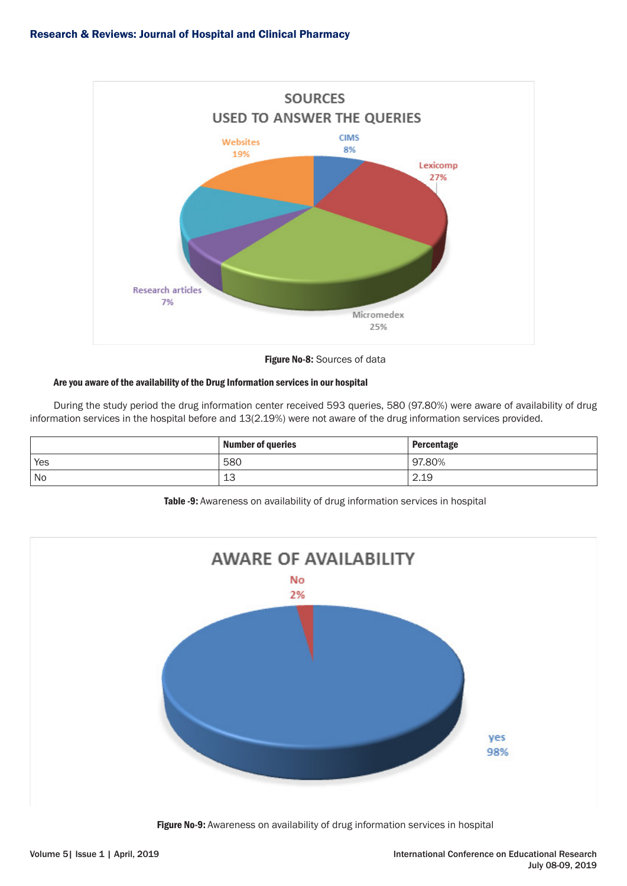Figure No-8: Sources of data

**Are you aware of the availability of the Drug Information services in our hospital**

During the study period the drug information center received 593 queries, 580 (97.80%) were aware of availability of drug information services in the hospital before and 13(2.19%) were not aware of the drug information services provided.

| | Number of queries | Percentage |
|---|---|---|
| Yes | 580 | 97.80% |
| No | 13 | 2.19 |

**Table -9:** Awareness on availability of drug information services in hospital

**Figure No-9:** Awareness on availability of drug information services in hospital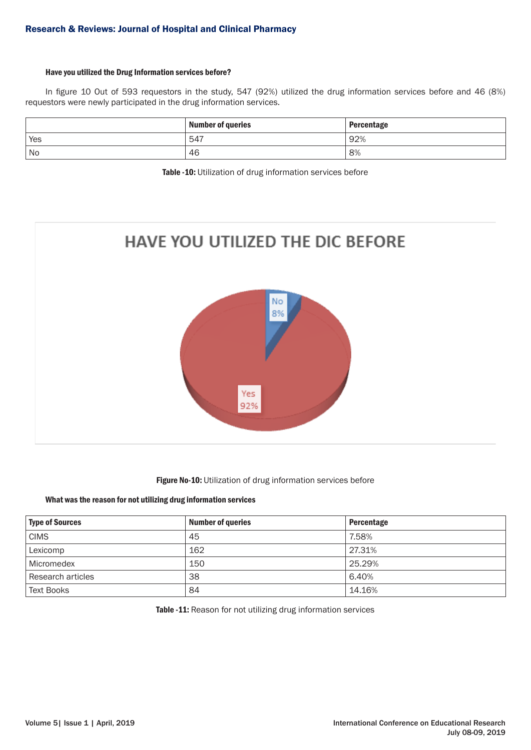**Have you utilized the Drug Information services before?**

In figure 10 Out of 593 requestors in the study, 547 (92%) utilized the drug information services before and 46 (8%) requestors were newly participated in the drug information services.

| | Number of queries | Percentage |
|---|---|---|
| Yes | 547 | 92% |
| No | 46 | 8% |

**Table -10:** Utilization of drug information services before

**Figure No-10:** Utilization of drug information services before

**What was the reason for not utilizing drug information services**

| Type of Sources | Number of queries | Percentage |
|---|---|---|
| CIMS | 45 | 7.58% |
| Lexicomp | 162 | 27.31% |
| Micromedex | 150 | 25.29% |
| Research articles | 38 | 6.40% |
| Text Books | 84 | 14.16% |

**Table -11:** Reason for not utilizing drug information services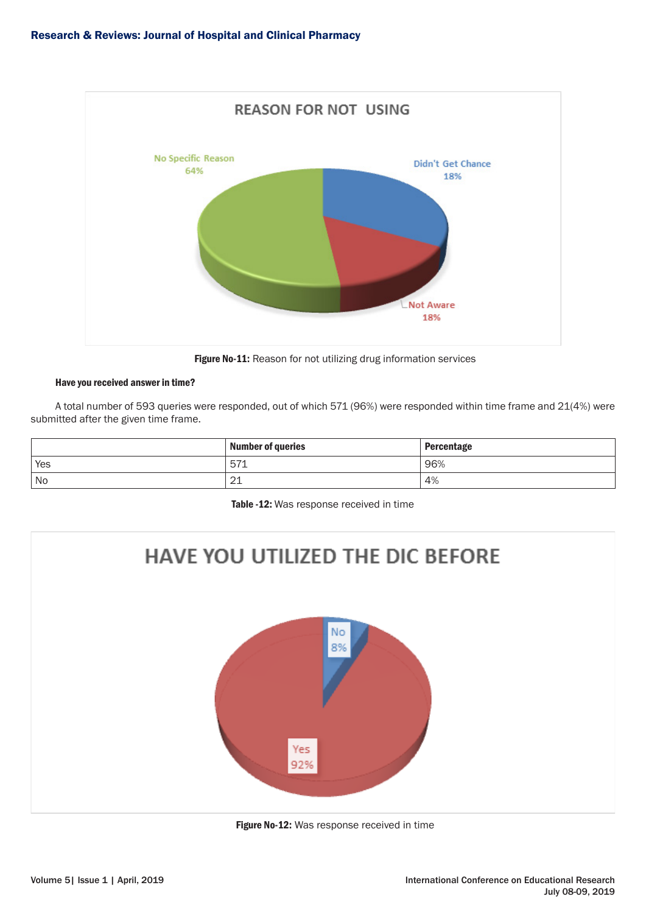Figure No-11: Reason for not utilizing drug information services

**Have you received answer in time?**

A total number of 593 queries were responded, out of which 571 (96%) were responded within time frame and 21(4%) were submitted after the given time frame.

| | Number of queries | Percentage |
|---|---|---|
| Yes | 571 | 96% |
| No | 21 | 4% |

**Table -12:** Was response received in time

**Figure No-12:** Was response received in time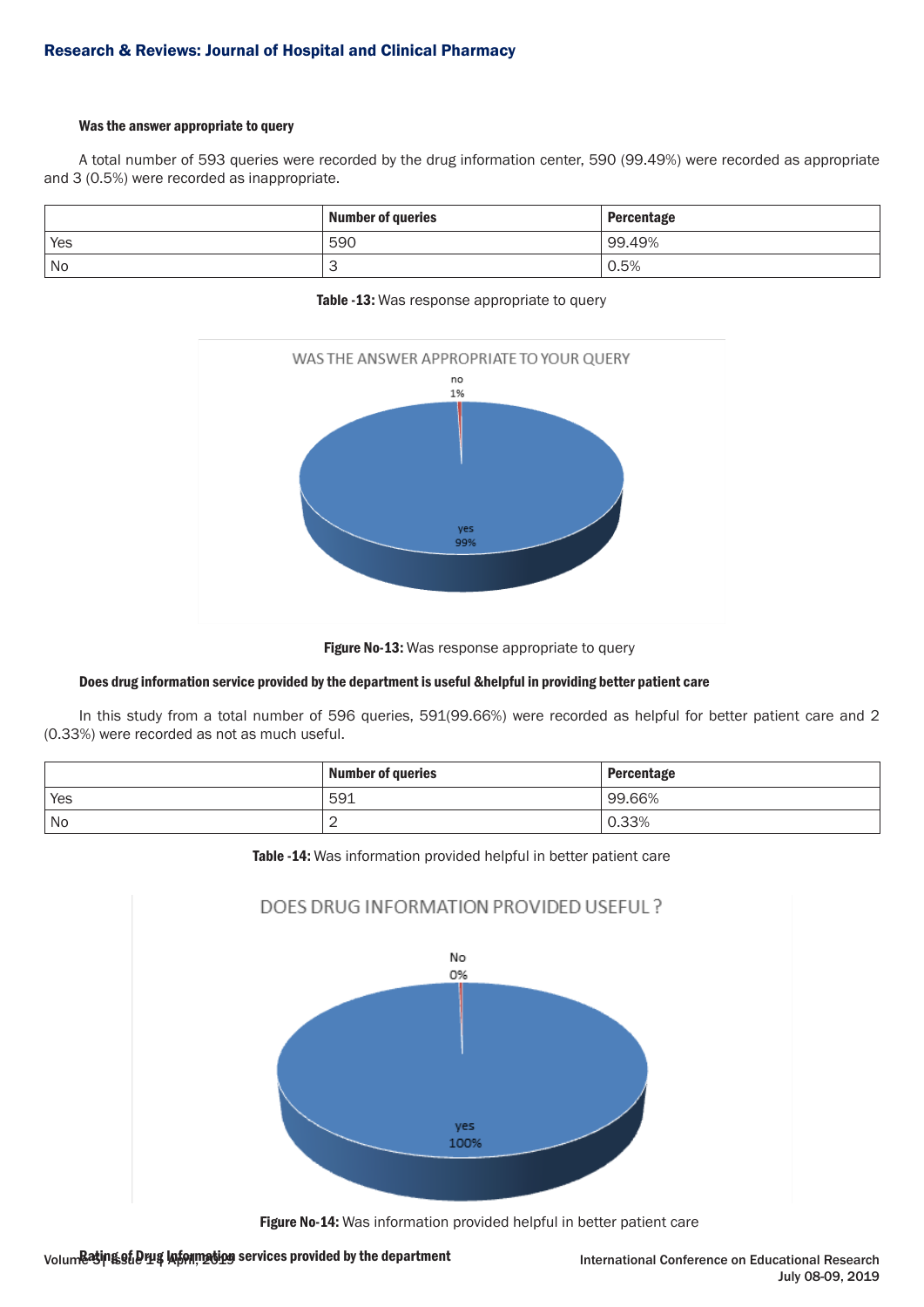#### Was the answer appropriate to query

A total number of 593 queries were recorded by the drug information center, 590 (99.49%) were recorded as appropriate and 3 (0.5%) were recorded as inappropriate.

| | Number of queries | Percentage |
|---|---|---|
| Yes | 590 | 99.49% |
| No | 3 | 0.5% |

**Table -13:** Was response appropriate to query

**Figure No-13:** Was response appropriate to query

#### Does drug information service provided by the department is useful &helpful in providing better patient care

In this study from a total number of 596 queries, 591(99.66%) were recorded as helpful for better patient care and 2 (0.33%) were recorded as not as much useful.

| | Number of queries | Percentage |
|---|---|---|
| Yes | 591 | 99.66% |
| No | 2 | 0.33% |

**Table -14:** Was information provided helpful in better patient care

**Figure No-14:** Was information provided helpful in better patient care

#### Rating of Drug Information services provided by the department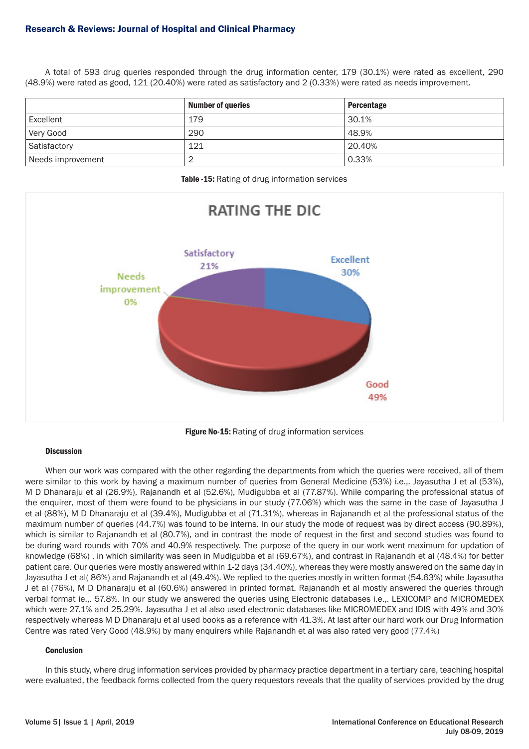A total of 593 drug queries responded through the drug information center, 179 (30.1%) were rated as excellent, 290 (48.9%) were rated as good, 121 (20.40%) were rated as satisfactory and 2 (0.33%) were rated as needs improvement.

| | Number of queries | Percentage |
|---|---|---|
| Excellent | 179 | 30.1% |
| Very Good | 290 | 48.9% |
| Satisfactory | 121 | 20.40% |
| Needs improvement | 2 | 0.33% |

**Table -15:** Rating of drug information services

**Figure No-15:** Rating of drug information services

#### Discussion

When our work was compared with the other regarding the departments from which the queries were received, all of them were similar to this work by having a maximum number of queries from General Medicine (53%) i.e.,. Jayasutha J et al (53%), M D Dhanaraju et al (26.9%), Rajanandh et al (52.6%), Mudigubba et al (77.87%). While comparing the professional status of the enquirer, most of them were found to be physicians in our study (77.06%) which was the same in the case of Jayasutha J et al (88%), M D Dhanaraju et al (39.4%), Mudigubba et al (71.31%), whereas in Rajanandh et al the professional status of the maximum number of queries (44.7%) was found to be interns. In our study the mode of request was by direct access (90.89%), which is similar to Rajanandh et al (80.7%), and in contrast the mode of request in the first and second studies was found to be during ward rounds with 70% and 40.9% respectively. The purpose of the query in our work went maximum for updation of knowledge (68%) , in which similarity was seen in Mudigubba et al (69.67%), and contrast in Rajanandh et al (48.4%) for better patient care. Our queries were mostly answered within 1-2 days (34.40%), whereas they were mostly answered on the same day in Jayasutha J et al( 86%) and Rajanandh et al (49.4%). We replied to the queries mostly in written format (54.63%) while Jayasutha J et al (76%), M D Dhanaraju et al (60.6%) answered in printed format. Rajanandh et al mostly answered the queries through verbal format ie.,. 57.8%. In our study we answered the queries using Electronic databases i.e.,. LEXICOMP and MICROMEDEX which were 27.1% and 25.29%. Jayasutha J et al also used electronic databases like MICROMEDEX and IDIS with 49% and 30% respectively whereas M D Dhanaraju et al used books as a reference with 41.3%. At last after our hard work our Drug Information Centre was rated Very Good (48.9%) by many enquirers while Rajanandh et al was also rated very good (77.4%)

#### Conclusion

In this study, where drug information services provided by pharmacy practice department in a tertiary care, teaching hospital were evaluated, the feedback forms collected from the query requestors reveals that the quality of services provided by the drug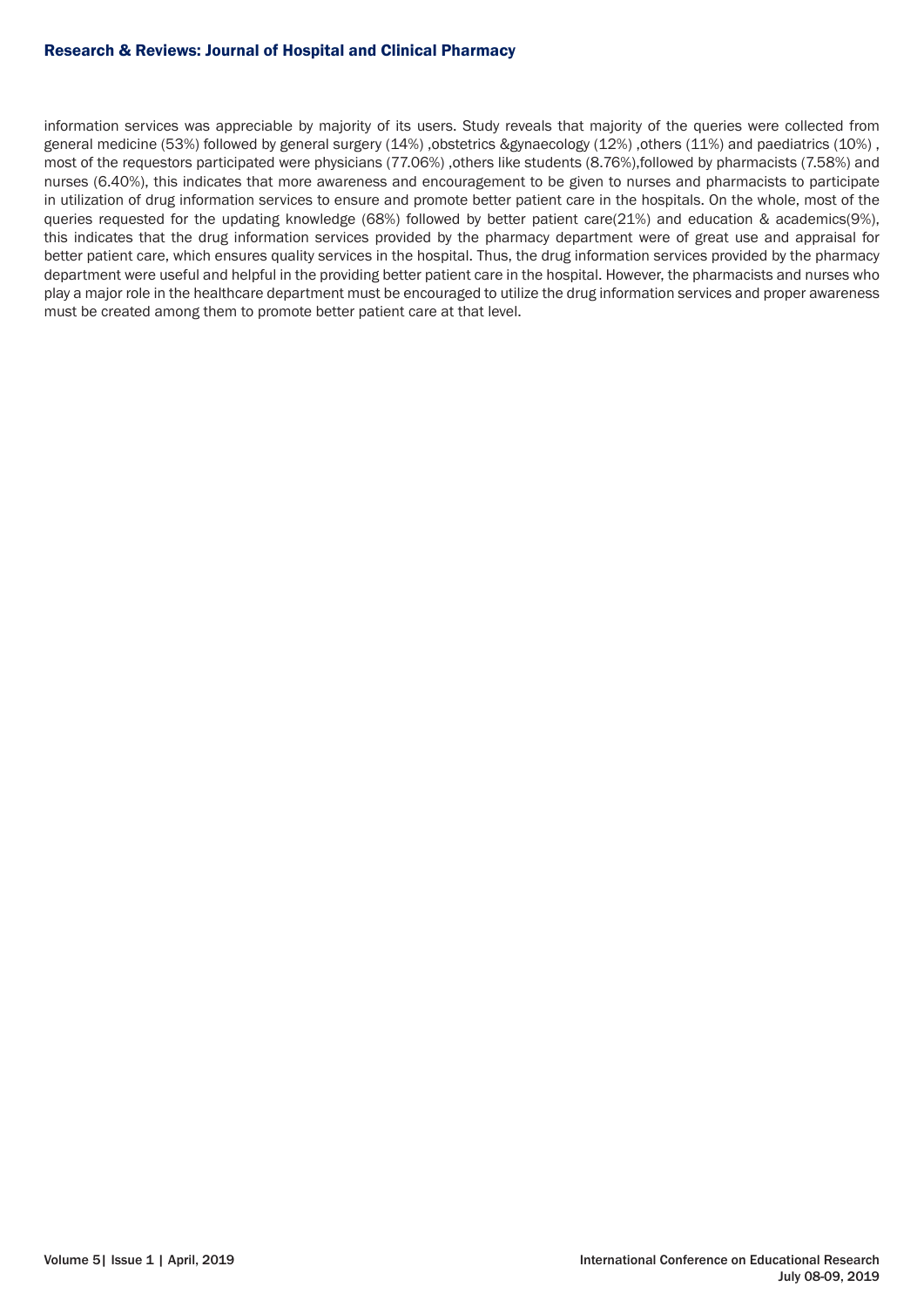information services was appreciable by majority of its users. Study reveals that majority of the queries were collected from general medicine (53%) followed by general surgery (14%) ,obstetrics &gynaecology (12%) ,others (11%) and paediatrics (10%) , most of the requestors participated were physicians (77.06%) ,others like students (8.76%),followed by pharmacists (7.58%) and nurses (6.40%), this indicates that more awareness and encouragement to be given to nurses and pharmacists to participate in utilization of drug information services to ensure and promote better patient care in the hospitals. On the whole, most of the queries requested for the updating knowledge (68%) followed by better patient care(21%) and education & academics(9%), this indicates that the drug information services provided by the pharmacy department were of great use and appraisal for better patient care, which ensures quality services in the hospital. Thus, the drug information services provided by the pharmacy department were useful and helpful in the providing better patient care in the hospital. However, the pharmacists and nurses who play a major role in the healthcare department must be encouraged to utilize the drug information services and proper awareness must be created among them to promote better patient care at that level.